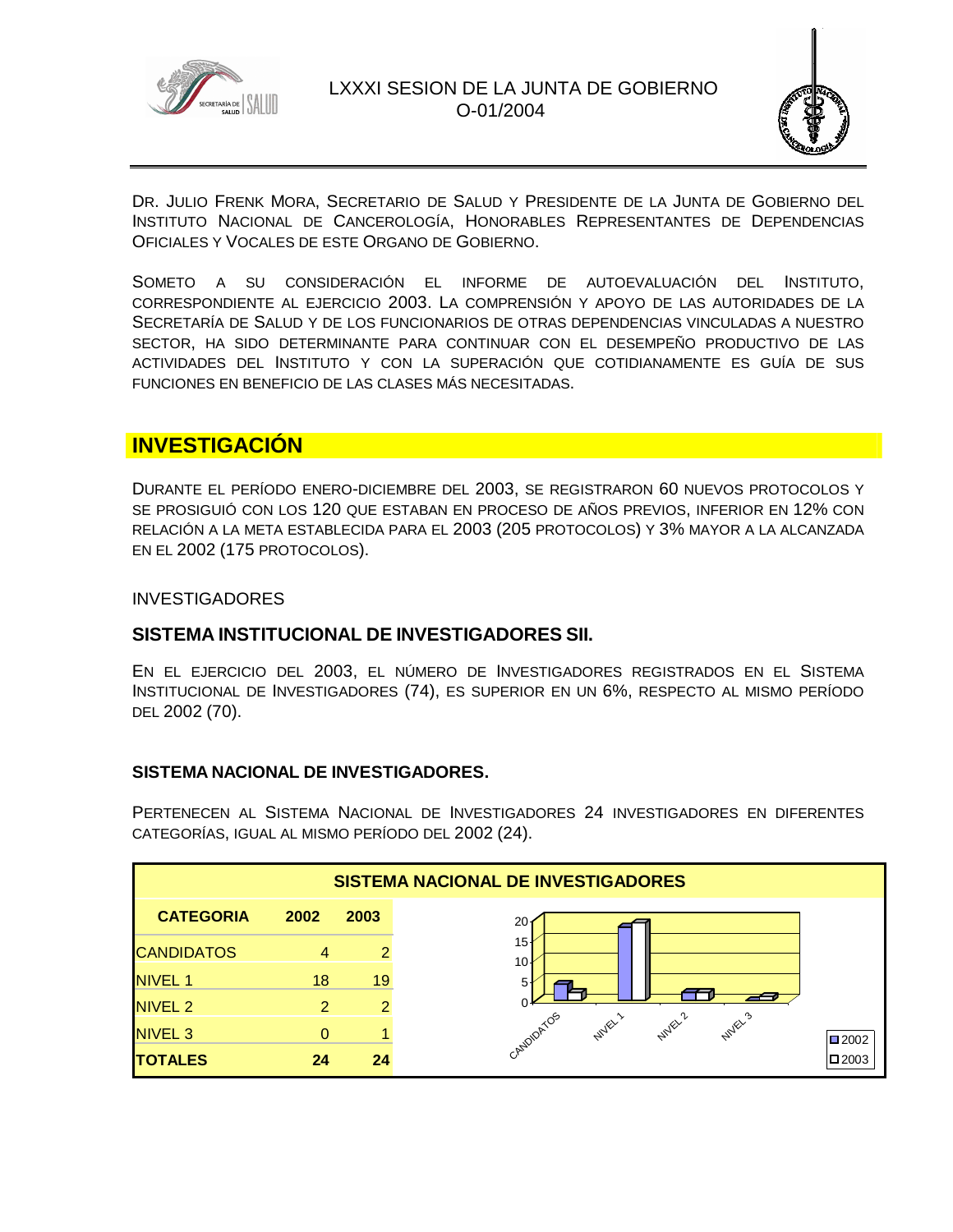LXXXI SESION DE LA JUNTA DE GOBIERNO
O-01/2004

DR. JULIO FRENK MORA, SECRETARIO DE SALUD Y PRESIDENTE DE LA JUNTA DE GOBIERNO DEL INSTITUTO NACIONAL DE CANCEROLOGÍA, HONORABLES REPRESENTANTES DE DEPENDENCIAS OFICIALES Y VOCALES DE ESTE ORGANO DE GOBIERNO.

SOMETO A SU CONSIDERACIÓN EL INFORME DE AUTOEVALUACIÓN DEL INSTITUTO, CORRESPONDIENTE AL EJERCICIO 2003. LA COMPRENSIÓN Y APOYO DE LAS AUTORIDADES DE LA SECRETARÍA DE SALUD Y DE LOS FUNCIONARIOS DE OTRAS DEPENDENCIAS VINCULADAS A NUESTRO SECTOR, HA SIDO DETERMINANTE PARA CONTINUAR CON EL DESEMPEÑO PRODUCTIVO DE LAS ACTIVIDADES DEL INSTITUTO Y CON LA SUPERACIÓN QUE COTIDIANAMENTE ES GUÍA DE SUS FUNCIONES EN BENEFICIO DE LAS CLASES MÁS NECESITADAS.

# INVESTIGACIÓN

DURANTE EL PERÍODO ENERO-DICIEMBRE DEL 2003, SE REGISTRARON 60 NUEVOS PROTOCOLOS Y SE PROSIGUIÓ CON LOS 120 QUE ESTABAN EN PROCESO DE AÑOS PREVIOS, INFERIOR EN 12% CON RELACIÓN A LA META ESTABLECIDA PARA EL 2003 (205 PROTOCOLOS) Y 3% MAYOR A LA ALCANZADA EN EL 2002 (175 PROTOCOLOS).

INVESTIGADORES

## SISTEMA INSTITUCIONAL DE INVESTIGADORES SII.

EN EL EJERCICIO DEL 2003, EL NÚMERO DE INVESTIGADORES REGISTRADOS EN EL SISTEMA INSTITUCIONAL DE INVESTIGADORES (74), ES SUPERIOR EN UN 6%, RESPECTO AL MISMO PERÍODO DEL 2002 (70).

## SISTEMA NACIONAL DE INVESTIGADORES.

PERTENECEN AL SISTEMA NACIONAL DE INVESTIGADORES 24 INVESTIGADORES EN DIFERENTES CATEGORÍAS, IGUAL AL MISMO PERÍODO DEL 2002 (24).

**SISTEMA NACIONAL DE INVESTIGADORES**

| CATEGORIA | 2002 | 2003 |
|---|---|---|
| CANDIDATOS | 4 | 2 |
| NIVEL 1 | 18 | 19 |
| NIVEL 2 | 2 | 2 |
| NIVEL 3 | 0 | 1 |
| **TOTALES** | **24** | **24** |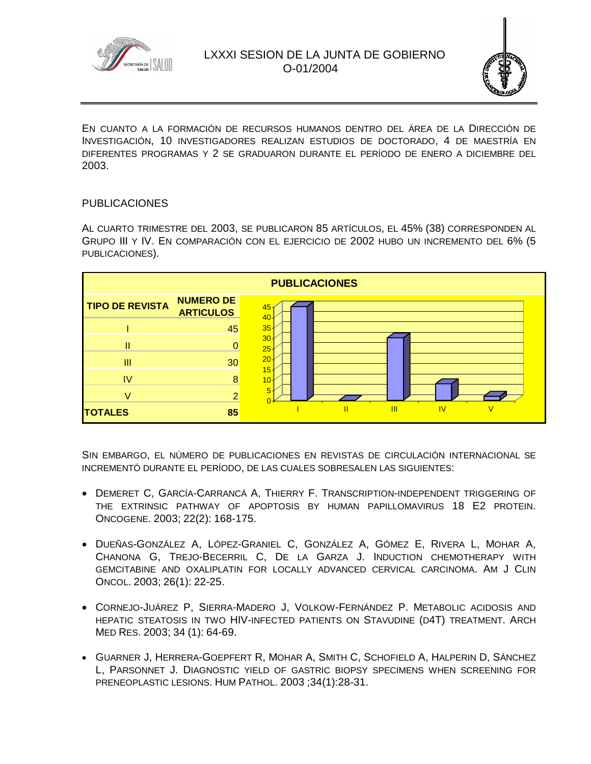EN CUANTO A LA FORMACIÓN DE RECURSOS HUMANOS DENTRO DEL ÁREA DE LA DIRECCIÓN DE INVESTIGACIÓN, 10 INVESTIGADORES REALIZAN ESTUDIOS DE DOCTORADO, 4 DE MAESTRÍA EN DIFERENTES PROGRAMAS Y 2 SE GRADUARON DURANTE EL PERÍODO DE ENERO A DICIEMBRE DEL 2003.

## PUBLICACIONES

AL CUARTO TRIMESTRE DEL 2003, SE PUBLICARON 85 ARTÍCULOS, EL 45% (38) CORRESPONDEN AL GRUPO III Y IV. EN COMPARACIÓN CON EL EJERCICIO DE 2002 HUBO UN INCREMENTO DEL 6% (5 PUBLICACIONES).

**PUBLICACIONES**

| TIPO DE REVISTA | NUMERO DE ARTICULOS |
|---|---|
| I | 45 |
| II | 0 |
| III | 30 |
| IV | 8 |
| V | 2 |
| **TOTALES** | **85** |

SIN EMBARGO, EL NÚMERO DE PUBLICACIONES EN REVISTAS DE CIRCULACIÓN INTERNACIONAL SE INCREMENTÓ DURANTE EL PERÍODO, DE LAS CUALES SOBRESALEN LAS SIGUIENTES:

- DEMERET C, GARCÍA-CARRANCÁ A, THIERRY F. TRANSCRIPTION-INDEPENDENT TRIGGERING OF THE EXTRINSIC PATHWAY OF APOPTOSIS BY HUMAN PAPILLOMAVIRUS 18 E2 PROTEIN. ONCOGENE. 2003; 22(2): 168-175.
- DUEÑAS-GONZÁLEZ A, LÓPEZ-GRANIEL C, GONZÁLEZ A, GÓMEZ E, RIVERA L, MOHAR A, CHANONA G, TREJO-BECERRIL C, DE LA GARZA J. INDUCTION CHEMOTHERAPY WITH GEMCITABINE AND OXALIPLATIN FOR LOCALLY ADVANCED CERVICAL CARCINOMA. AM J CLIN ONCOL. 2003; 26(1): 22-25.
- CORNEJO-JUÁREZ P, SIERRA-MADERO J, VOLKOW-FERNÁNDEZ P. METABOLIC ACIDOSIS AND HEPATIC STEATOSIS IN TWO HIV-INFECTED PATIENTS ON STAVUDINE (D4T) TREATMENT. ARCH MED RES. 2003; 34 (1): 64-69.
- GUARNER J, HERRERA-GOEPFERT R, MOHAR A, SMITH C, SCHOFIELD A, HALPERIN D, SÁNCHEZ L, PARSONNET J. DIAGNOSTIC YIELD OF GASTRIC BIOPSY SPECIMENS WHEN SCREENING FOR PRENEOPLASTIC LESIONS. HUM PATHOL. 2003 ;34(1):28-31.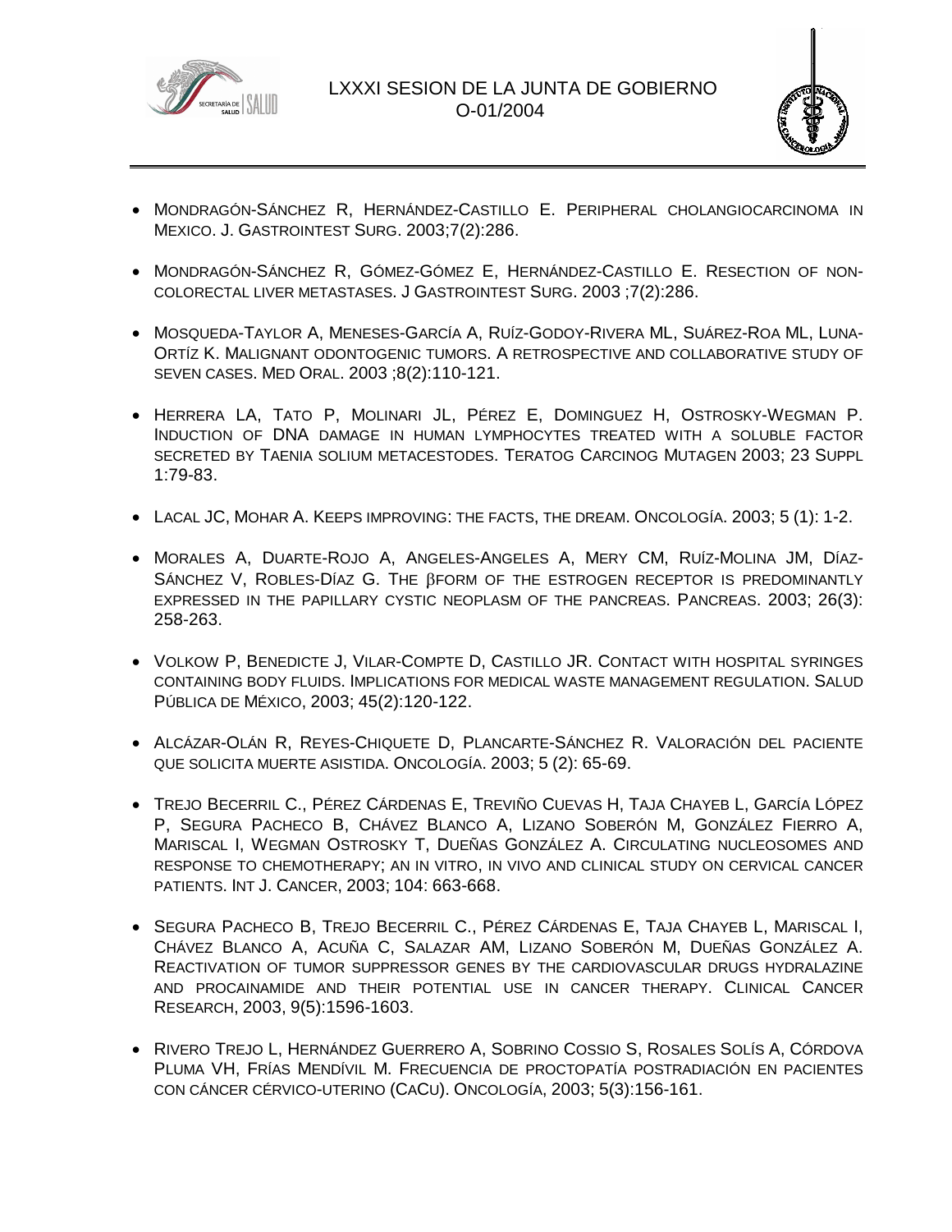- MONDRAGÓN-SÁNCHEZ R, HERNÁNDEZ-CASTILLO E. PERIPHERAL CHOLANGIOCARCINOMA IN MEXICO. J. GASTROINTEST SURG. 2003;7(2):286.

- MONDRAGÓN-SÁNCHEZ R, GÓMEZ-GÓMEZ E, HERNÁNDEZ-CASTILLO E. RESECTION OF NON-COLORECTAL LIVER METASTASES. J GASTROINTEST SURG. 2003 ;7(2):286.

- MOSQUEDA-TAYLOR A, MENESES-GARCÍA A, RUÍZ-GODOY-RIVERA ML, SUÁREZ-ROA ML, LUNA-ORTÍZ K. MALIGNANT ODONTOGENIC TUMORS. A RETROSPECTIVE AND COLLABORATIVE STUDY OF SEVEN CASES. MED ORAL. 2003 ;8(2):110-121.

- HERRERA LA, TATO P, MOLINARI JL, PÉREZ E, DOMINGUEZ H, OSTROSKY-WEGMAN P. INDUCTION OF DNA DAMAGE IN HUMAN LYMPHOCYTES TREATED WITH A SOLUBLE FACTOR SECRETED BY TAENIA SOLIUM METACESTODES. TERATOG CARCINOG MUTAGEN 2003; 23 SUPPL 1:79-83.

- LACAL JC, MOHAR A. KEEPS IMPROVING: THE FACTS, THE DREAM. ONCOLOGÍA. 2003; 5 (1): 1-2.

- MORALES A, DUARTE-ROJO A, ANGELES-ANGELES A, MERY CM, RUÍZ-MOLINA JM, DÍAZ-SÁNCHEZ V, ROBLES-DÍAZ G. THE βFORM OF THE ESTROGEN RECEPTOR IS PREDOMINANTLY EXPRESSED IN THE PAPILLARY CYSTIC NEOPLASM OF THE PANCREAS. PANCREAS. 2003; 26(3): 258-263.

- VOLKOW P, BENEDICTE J, VILAR-COMPTE D, CASTILLO JR. CONTACT WITH HOSPITAL SYRINGES CONTAINING BODY FLUIDS. IMPLICATIONS FOR MEDICAL WASTE MANAGEMENT REGULATION. SALUD PÚBLICA DE MÉXICO, 2003; 45(2):120-122.

- ALCÁZAR-OLÁN R, REYES-CHIQUETE D, PLANCARTE-SÁNCHEZ R. VALORACIÓN DEL PACIENTE QUE SOLICITA MUERTE ASISTIDA. ONCOLOGÍA. 2003; 5 (2): 65-69.

- TREJO BECERRIL C., PÉREZ CÁRDENAS E, TREVIÑO CUEVAS H, TAJA CHAYEB L, GARCÍA LÓPEZ P, SEGURA PACHECO B, CHÁVEZ BLANCO A, LIZANO SOBERÓN M, GONZÁLEZ FIERRO A, MARISCAL I, WEGMAN OSTROSKY T, DUEÑAS GONZÁLEZ A. CIRCULATING NUCLEOSOMES AND RESPONSE TO CHEMOTHERAPY; AN IN VITRO, IN VIVO AND CLINICAL STUDY ON CERVICAL CANCER PATIENTS. INT J. CANCER, 2003; 104: 663-668.

- SEGURA PACHECO B, TREJO BECERRIL C., PÉREZ CÁRDENAS E, TAJA CHAYEB L, MARISCAL I, CHÁVEZ BLANCO A, ACUÑA C, SALAZAR AM, LIZANO SOBERÓN M, DUEÑAS GONZÁLEZ A. REACTIVATION OF TUMOR SUPPRESSOR GENES BY THE CARDIOVASCULAR DRUGS HYDRALAZINE AND PROCAINAMIDE AND THEIR POTENTIAL USE IN CANCER THERAPY. CLINICAL CANCER RESEARCH, 2003, 9(5):1596-1603.

- RIVERO TREJO L, HERNÁNDEZ GUERRERO A, SOBRINO COSSIO S, ROSALES SOLÍS A, CÓRDOVA PLUMA VH, FRÍAS MENDÍVIL M. FRECUENCIA DE PROCTOPATÍA POSTRADIACIÓN EN PACIENTES CON CÁNCER CÉRVICO-UTERINO (CACU). ONCOLOGÍA, 2003; 5(3):156-161.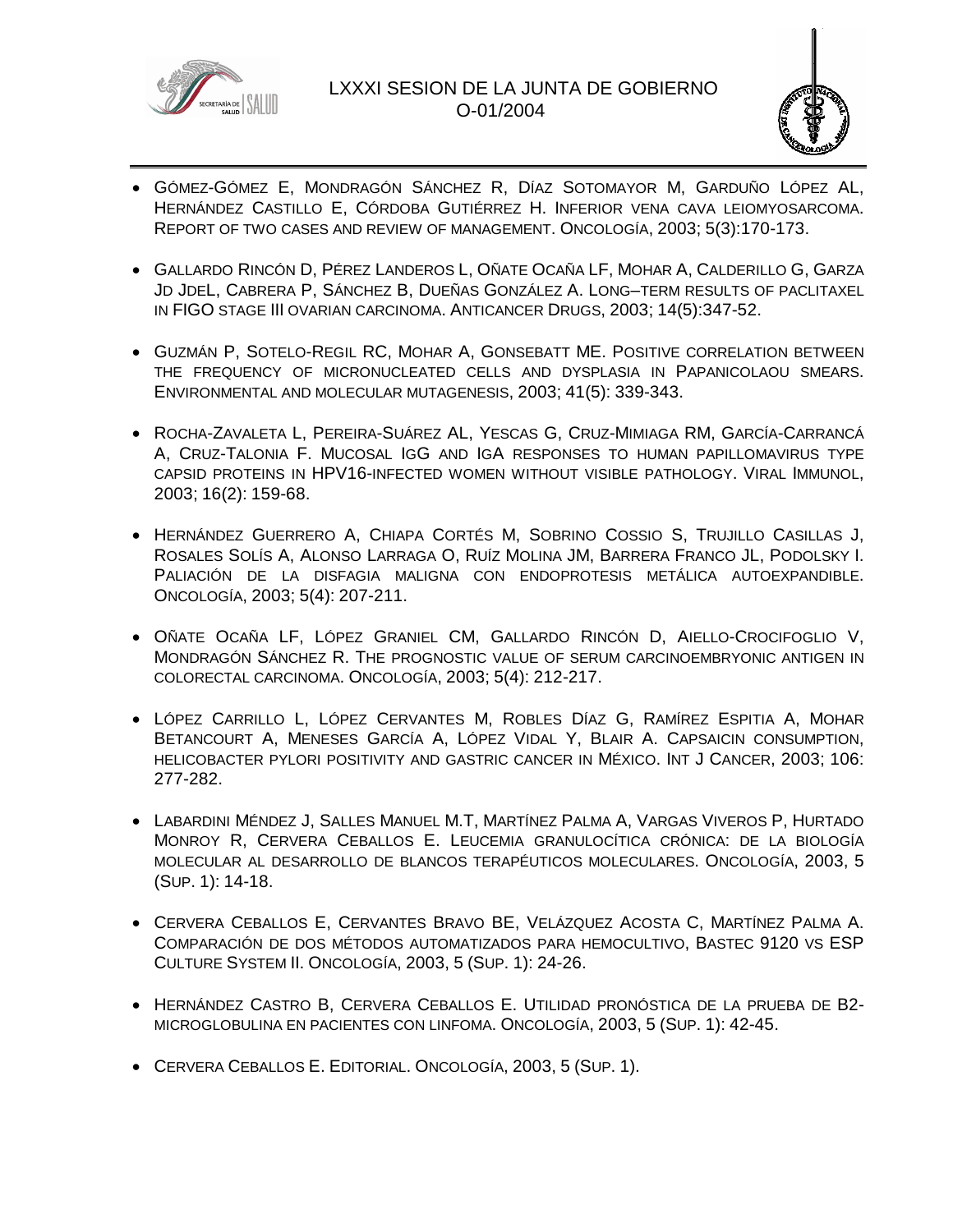- Gómez-Gómez E, Mondragón Sánchez R, Díaz Sotomayor M, Garduño López AL, Hernández Castillo E, Córdoba Gutiérrez H. Inferior vena cava leiomyosarcoma. Report of two cases and review of management. Oncología, 2003; 5(3):170-173.

- Gallardo Rincón D, Pérez Landeros L, Oñate Ocaña LF, Mohar A, Calderillo G, Garza JD JdeL, Cabrera P, Sánchez B, Dueñas González A. Long–term results of paclitaxel in FIGO stage III ovarian carcinoma. Anticancer Drugs, 2003; 14(5):347-52.

- Guzmán P, Sotelo-Regil RC, Mohar A, Gonsebatt ME. Positive correlation between the frequency of micronucleated cells and dysplasia in Papanicolaou smears. Environmental and molecular mutagenesis, 2003; 41(5): 339-343.

- Rocha-Zavaleta L, Pereira-Suárez AL, Yescas G, Cruz-Mimiaga RM, García-Carrancá A, Cruz-Talonia F. Mucosal IgG and IgA responses to human papillomavirus type capsid proteins in HPV16-infected women without visible pathology. Viral Immunol, 2003; 16(2): 159-68.

- Hernández Guerrero A, Chiapa Cortés M, Sobrino Cossio S, Trujillo Casillas J, Rosales Solís A, Alonso Larraga O, Ruíz Molina JM, Barrera Franco JL, Podolsky I. Paliación de la disfagia maligna con endoprotesis metálica autoexpandible. Oncología, 2003; 5(4): 207-211.

- Oñate Ocaña LF, López Graniel CM, Gallardo Rincón D, Aiello-Crocifoglio V, Mondragón Sánchez R. The prognostic value of serum carcinoembryonic antigen in colorectal carcinoma. Oncología, 2003; 5(4): 212-217.

- López Carrillo L, López Cervantes M, Robles Díaz G, Ramírez Espitia A, Mohar Betancourt A, Meneses García A, López Vidal Y, Blair A. Capsaicin consumption, helicobacter pylori positivity and gastric cancer in México. Int J Cancer, 2003; 106: 277-282.

- Labardini Méndez J, Salles Manuel M.T, Martínez Palma A, Vargas Viveros P, Hurtado Monroy R, Cervera Ceballos E. Leucemia granulocítica crónica: de la biología molecular al desarrollo de blancos terapéuticos moleculares. Oncología, 2003, 5 (Sup. 1): 14-18.

- Cervera Ceballos E, Cervantes Bravo BE, Velázquez Acosta C, Martínez Palma A. Comparación de dos métodos automatizados para hemocultivo, Bastec 9120 vs ESP Culture System II. Oncología, 2003, 5 (Sup. 1): 24-26.

- Hernández Castro B, Cervera Ceballos E. Utilidad pronóstica de la prueba de B2-microglobulina en pacientes con linfoma. Oncología, 2003, 5 (Sup. 1): 42-45.

- Cervera Ceballos E. Editorial. Oncología, 2003, 5 (Sup. 1).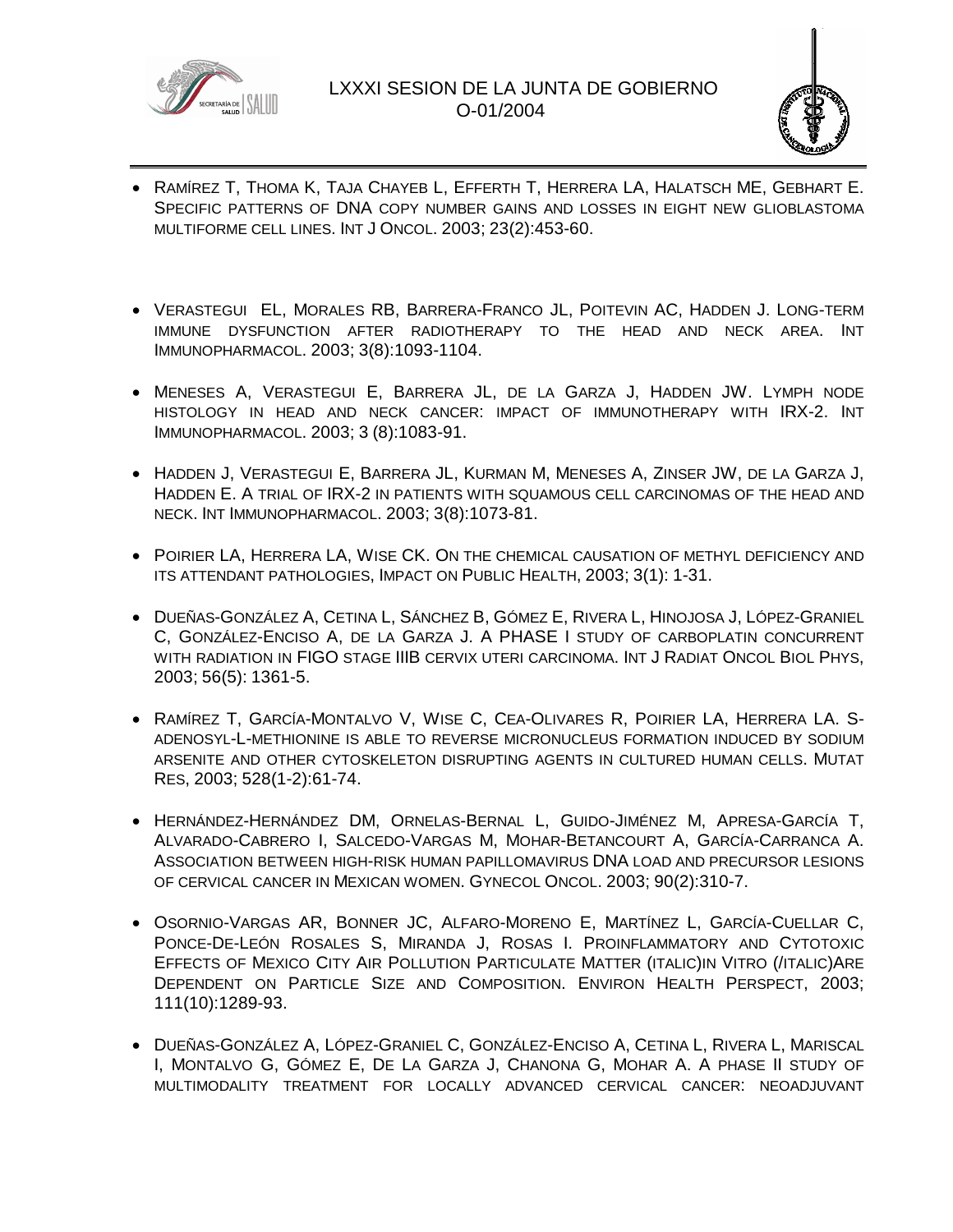- RAMÍREZ T, THOMA K, TAJA CHAYEB L, EFFERTH T, HERRERA LA, HALATSCH ME, GEBHART E. SPECIFIC PATTERNS OF DNA COPY NUMBER GAINS AND LOSSES IN EIGHT NEW GLIOBLASTOMA MULTIFORME CELL LINES. INT J ONCOL. 2003; 23(2):453-60.

- VERASTEGUI EL, MORALES RB, BARRERA-FRANCO JL, POITEVIN AC, HADDEN J. LONG-TERM IMMUNE DYSFUNCTION AFTER RADIOTHERAPY TO THE HEAD AND NECK AREA. INT IMMUNOPHARMACOL. 2003; 3(8):1093-1104.

- MENESES A, VERASTEGUI E, BARRERA JL, DE LA GARZA J, HADDEN JW. LYMPH NODE HISTOLOGY IN HEAD AND NECK CANCER: IMPACT OF IMMUNOTHERAPY WITH IRX-2. INT IMMUNOPHARMACOL. 2003; 3 (8):1083-91.

- HADDEN J, VERASTEGUI E, BARRERA JL, KURMAN M, MENESES A, ZINSER JW, DE LA GARZA J, HADDEN E. A TRIAL OF IRX-2 IN PATIENTS WITH SQUAMOUS CELL CARCINOMAS OF THE HEAD AND NECK. INT IMMUNOPHARMACOL. 2003; 3(8):1073-81.

- POIRIER LA, HERRERA LA, WISE CK. ON THE CHEMICAL CAUSATION OF METHYL DEFICIENCY AND ITS ATTENDANT PATHOLOGIES, IMPACT ON PUBLIC HEALTH, 2003; 3(1): 1-31.

- DUEÑAS-GONZÁLEZ A, CETINA L, SÁNCHEZ B, GÓMEZ E, RIVERA L, HINOJOSA J, LÓPEZ-GRANIEL C, GONZÁLEZ-ENCISO A, DE LA GARZA J. A PHASE I STUDY OF CARBOPLATIN CONCURRENT WITH RADIATION IN FIGO STAGE IIIB CERVIX UTERI CARCINOMA. INT J RADIAT ONCOL BIOL PHYS, 2003; 56(5): 1361-5.

- RAMÍREZ T, GARCÍA-MONTALVO V, WISE C, CEA-OLIVARES R, POIRIER LA, HERRERA LA. S-ADENOSYL-L-METHIONINE IS ABLE TO REVERSE MICRONUCLEUS FORMATION INDUCED BY SODIUM ARSENITE AND OTHER CYTOSKELETON DISRUPTING AGENTS IN CULTURED HUMAN CELLS. MUTAT RES, 2003; 528(1-2):61-74.

- HERNÁNDEZ-HERNÁNDEZ DM, ORNELAS-BERNAL L, GUIDO-JIMÉNEZ M, APRESA-GARCÍA T, ALVARADO-CABRERO I, SALCEDO-VARGAS M, MOHAR-BETANCOURT A, GARCÍA-CARRANCA A. ASSOCIATION BETWEEN HIGH-RISK HUMAN PAPILLOMAVIRUS DNA LOAD AND PRECURSOR LESIONS OF CERVICAL CANCER IN MEXICAN WOMEN. GYNECOL ONCOL. 2003; 90(2):310-7.

- OSORNIO-VARGAS AR, BONNER JC, ALFARO-MORENO E, MARTÍNEZ L, GARCÍA-CUELLAR C, PONCE-DE-LEÓN ROSALES S, MIRANDA J, ROSAS I. PROINFLAMMATORY AND CYTOTOXIC EFFECTS OF MEXICO CITY AIR POLLUTION PARTICULATE MATTER (ITALIC)IN VITRO (/ITALIC)ARE DEPENDENT ON PARTICLE SIZE AND COMPOSITION. ENVIRON HEALTH PERSPECT, 2003; 111(10):1289-93.

- DUEÑAS-GONZÁLEZ A, LÓPEZ-GRANIEL C, GONZÁLEZ-ENCISO A, CETINA L, RIVERA L, MARISCAL I, MONTALVO G, GÓMEZ E, DE LA GARZA J, CHANONA G, MOHAR A. A PHASE II STUDY OF MULTIMODALITY TREATMENT FOR LOCALLY ADVANCED CERVICAL CANCER: NEOADJUVANT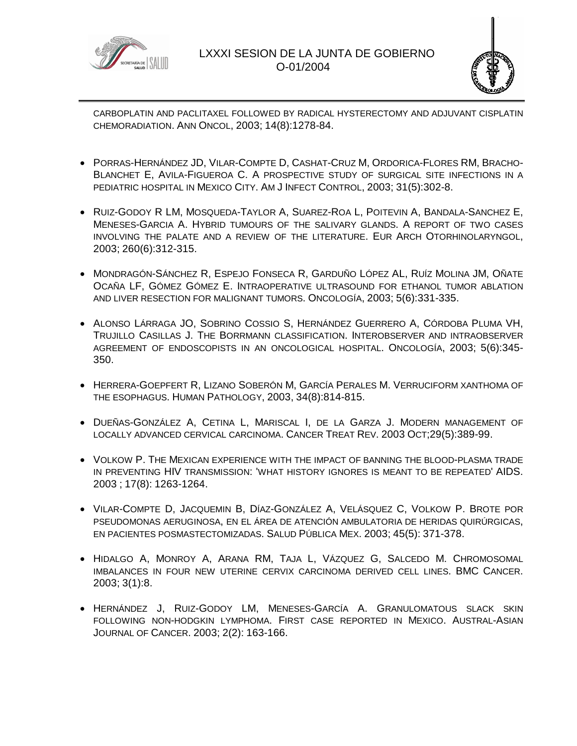CARBOPLATIN AND PACLITAXEL FOLLOWED BY RADICAL HYSTERECTOMY AND ADJUVANT CISPLATIN CHEMORADIATION. ANN ONCOL, 2003; 14(8):1278-84.

- PORRAS-HERNÁNDEZ JD, VILAR-COMPTE D, CASHAT-CRUZ M, ORDORICA-FLORES RM, BRACHO-BLANCHET E, AVILA-FIGUEROA C. A PROSPECTIVE STUDY OF SURGICAL SITE INFECTIONS IN A PEDIATRIC HOSPITAL IN MEXICO CITY. AM J INFECT CONTROL, 2003; 31(5):302-8.

- RUIZ-GODOY R LM, MOSQUEDA-TAYLOR A, SUAREZ-ROA L, POITEVIN A, BANDALA-SANCHEZ E, MENESES-GARCIA A. HYBRID TUMOURS OF THE SALIVARY GLANDS. A REPORT OF TWO CASES INVOLVING THE PALATE AND A REVIEW OF THE LITERATURE. EUR ARCH OTORHINOLARYNGOL, 2003; 260(6):312-315.

- MONDRAGÓN-SÁNCHEZ R, ESPEJO FONSECA R, GARDUÑO LÓPEZ AL, RUÍZ MOLINA JM, OÑATE OCAÑA LF, GÓMEZ GÓMEZ E. INTRAOPERATIVE ULTRASOUND FOR ETHANOL TUMOR ABLATION AND LIVER RESECTION FOR MALIGNANT TUMORS. ONCOLOGÍA, 2003; 5(6):331-335.

- ALONSO LÁRRAGA JO, SOBRINO COSSIO S, HERNÁNDEZ GUERRERO A, CÓRDOBA PLUMA VH, TRUJILLO CASILLAS J. THE BORRMANN CLASSIFICATION. INTEROBSERVER AND INTRAOBSERVER AGREEMENT OF ENDOSCOPISTS IN AN ONCOLOGICAL HOSPITAL. ONCOLOGÍA, 2003; 5(6):345-350.

- HERRERA-GOEPFERT R, LIZANO SOBERÓN M, GARCÍA PERALES M. VERRUCIFORM XANTHOMA OF THE ESOPHAGUS. HUMAN PATHOLOGY, 2003, 34(8):814-815.

- DUEÑAS-GONZÁLEZ A, CETINA L, MARISCAL I, DE LA GARZA J. MODERN MANAGEMENT OF LOCALLY ADVANCED CERVICAL CARCINOMA. CANCER TREAT REV. 2003 OCT;29(5):389-99.

- VOLKOW P. THE MEXICAN EXPERIENCE WITH THE IMPACT OF BANNING THE BLOOD-PLASMA TRADE IN PREVENTING HIV TRANSMISSION: 'WHAT HISTORY IGNORES IS MEANT TO BE REPEATED' AIDS. 2003 ; 17(8): 1263-1264.

- VILAR-COMPTE D, JACQUEMIN B, DÍAZ-GONZÁLEZ A, VELÁSQUEZ C, VOLKOW P. BROTE POR PSEUDOMONAS AERUGINOSA, EN EL ÁREA DE ATENCIÓN AMBULATORIA DE HERIDAS QUIRÚRGICAS, EN PACIENTES POSMASTECTOMIZADAS. SALUD PÚBLICA MEX. 2003; 45(5): 371-378.

- HIDALGO A, MONROY A, ARANA RM, TAJA L, VÁZQUEZ G, SALCEDO M. CHROMOSOMAL IMBALANCES IN FOUR NEW UTERINE CERVIX CARCINOMA DERIVED CELL LINES. BMC CANCER. 2003; 3(1):8.

- HERNÁNDEZ J, RUIZ-GODOY LM, MENESES-GARCÍA A. GRANULOMATOUS SLACK SKIN FOLLOWING NON-HODGKIN LYMPHOMA. FIRST CASE REPORTED IN MEXICO. AUSTRAL-ASIAN JOURNAL OF CANCER. 2003; 2(2): 163-166.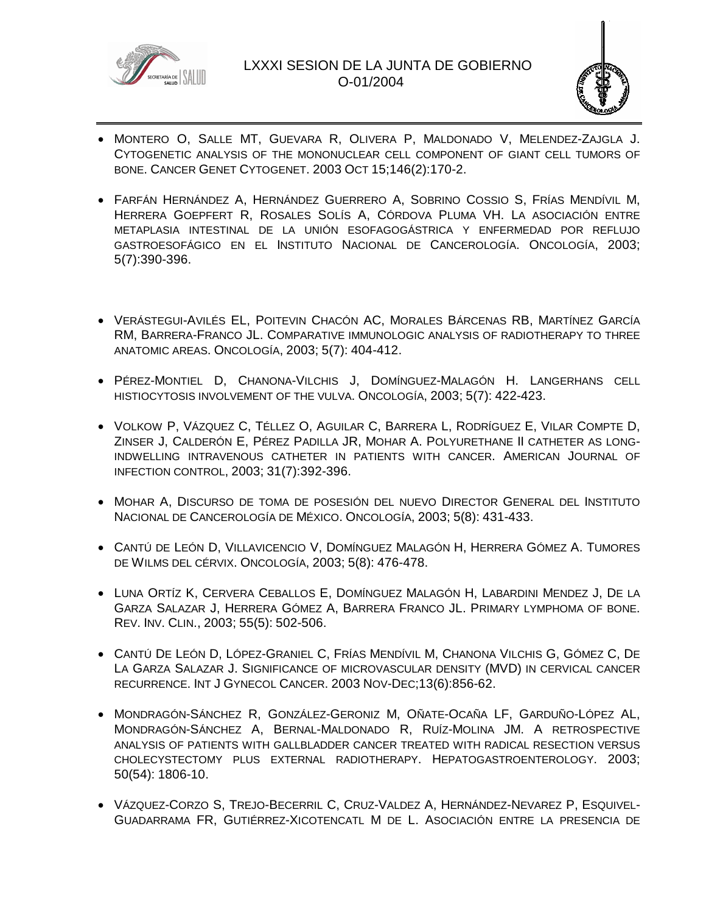- MONTERO O, SALLE MT, GUEVARA R, OLIVERA P, MALDONADO V, MELENDEZ-ZAJGLA J. CYTOGENETIC ANALYSIS OF THE MONONUCLEAR CELL COMPONENT OF GIANT CELL TUMORS OF BONE. CANCER GENET CYTOGENET. 2003 OCT 15;146(2):170-2.

- FARFÁN HERNÁNDEZ A, HERNÁNDEZ GUERRERO A, SOBRINO COSSIO S, FRÍAS MENDÍVIL M, HERRERA GOEPFERT R, ROSALES SOLÍS A, CÓRDOVA PLUMA VH. LA ASOCIACIÓN ENTRE METAPLASIA INTESTINAL DE LA UNIÓN ESOFAGOGÁSTRICA Y ENFERMEDAD POR REFLUJO GASTROESOFÁGICO EN EL INSTITUTO NACIONAL DE CANCEROLOGÍA. ONCOLOGÍA, 2003; 5(7):390-396.

- VERÁSTEGUI-AVILÉS EL, POITEVIN CHACÓN AC, MORALES BÁRCENAS RB, MARTÍNEZ GARCÍA RM, BARRERA-FRANCO JL. COMPARATIVE IMMUNOLOGIC ANALYSIS OF RADIOTHERAPY TO THREE ANATOMIC AREAS. ONCOLOGÍA, 2003; 5(7): 404-412.

- PÉREZ-MONTIEL D, CHANONA-VILCHIS J, DOMÍNGUEZ-MALAGÓN H. LANGERHANS CELL HISTIOCYTOSIS INVOLVEMENT OF THE VULVA. ONCOLOGÍA, 2003; 5(7): 422-423.

- VOLKOW P, VÁZQUEZ C, TÉLLEZ O, AGUILAR C, BARRERA L, RODRÍGUEZ E, VILAR COMPTE D, ZINSER J, CALDERÓN E, PÉREZ PADILLA JR, MOHAR A. POLYURETHANE II CATHETER AS LONG-INDWELLING INTRAVENOUS CATHETER IN PATIENTS WITH CANCER. AMERICAN JOURNAL OF INFECTION CONTROL, 2003; 31(7):392-396.

- MOHAR A, DISCURSO DE TOMA DE POSESIÓN DEL NUEVO DIRECTOR GENERAL DEL INSTITUTO NACIONAL DE CANCEROLOGÍA DE MÉXICO. ONCOLOGÍA, 2003; 5(8): 431-433.

- CANTÚ DE LEÓN D, VILLAVICENCIO V, DOMÍNGUEZ MALAGÓN H, HERRERA GÓMEZ A. TUMORES DE WILMS DEL CÉRVIX. ONCOLOGÍA, 2003; 5(8): 476-478.

- LUNA ORTÍZ K, CERVERA CEBALLOS E, DOMÍNGUEZ MALAGÓN H, LABARDINI MENDEZ J, DE LA GARZA SALAZAR J, HERRERA GÓMEZ A, BARRERA FRANCO JL. PRIMARY LYMPHOMA OF BONE. REV. INV. CLIN., 2003; 55(5): 502-506.

- CANTÚ DE LEÓN D, LÓPEZ-GRANIEL C, FRÍAS MENDÍVIL M, CHANONA VILCHIS G, GÓMEZ C, DE LA GARZA SALAZAR J. SIGNIFICANCE OF MICROVASCULAR DENSITY (MVD) IN CERVICAL CANCER RECURRENCE. INT J GYNECOL CANCER. 2003 NOV-DEC;13(6):856-62.

- MONDRAGÓN-SÁNCHEZ R, GONZÁLEZ-GERONIZ M, OÑATE-OCAÑA LF, GARDUÑO-LÓPEZ AL, MONDRAGÓN-SÁNCHEZ A, BERNAL-MALDONADO R, RUÍZ-MOLINA JM. A RETROSPECTIVE ANALYSIS OF PATIENTS WITH GALLBLADDER CANCER TREATED WITH RADICAL RESECTION VERSUS CHOLECYSTECTOMY PLUS EXTERNAL RADIOTHERAPY. HEPATOGASTROENTEROLOGY. 2003; 50(54): 1806-10.

- VÁZQUEZ-CORZO S, TREJO-BECERRIL C, CRUZ-VALDEZ A, HERNÁNDEZ-NEVAREZ P, ESQUIVEL-GUADARRAMA FR, GUTIÉRREZ-XICOTENCATL M DE L. ASOCIACIÓN ENTRE LA PRESENCIA DE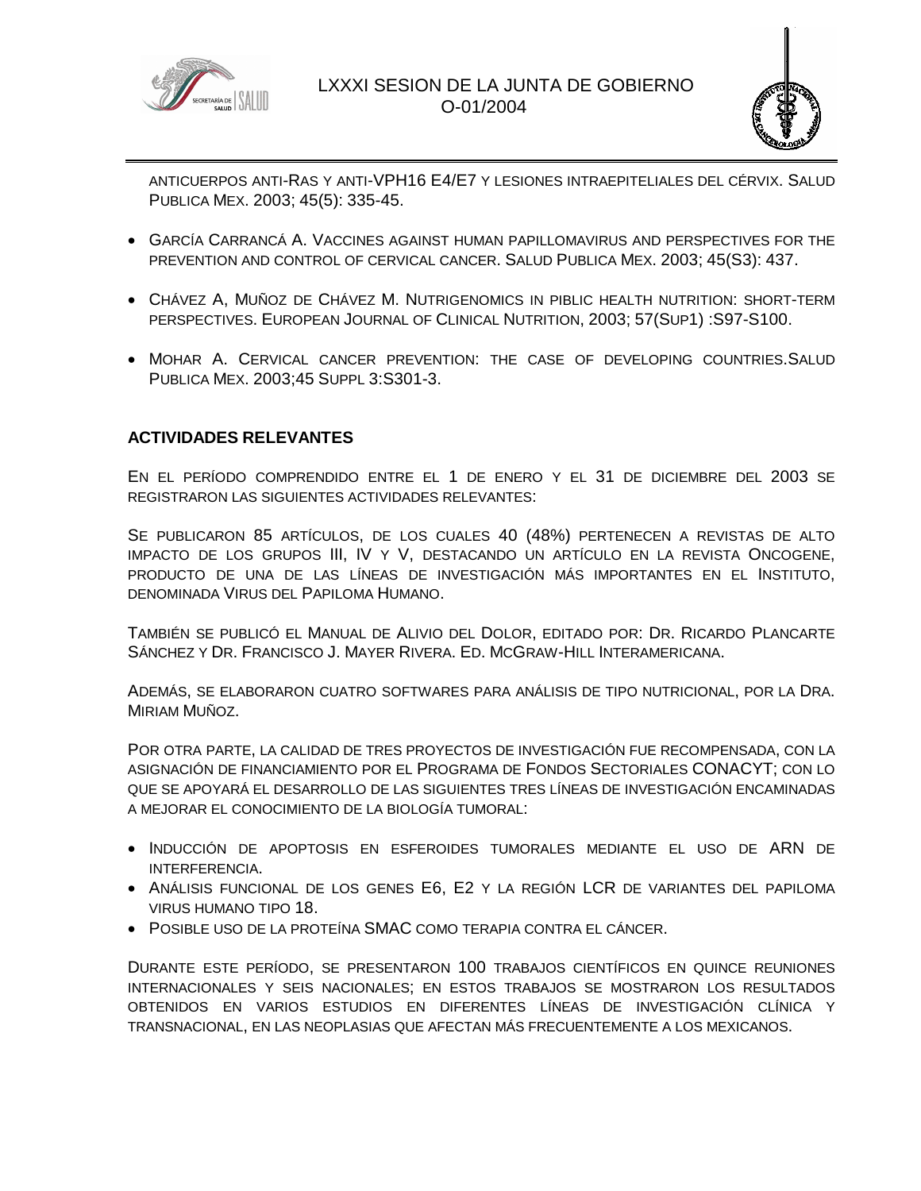anticuerpos anti-Ras y anti-VPH16 E4/E7 y lesiones intraepiteliales del cérvix. Salud Publica Mex. 2003; 45(5): 335-45.

- García Carrancá A. Vaccines against human papillomavirus and perspectives for the prevention and control of cervical cancer. Salud Publica Mex. 2003; 45(S3): 437.
- Chávez A, Muñoz de Chávez M. Nutrigenomics in piblic health nutrition: short-term perspectives. European Journal of Clinical Nutrition, 2003; 57(Sup1) :S97-S100.
- Mohar A. Cervical cancer prevention: the case of developing countries.Salud Publica Mex. 2003;45 Suppl 3:S301-3.

**ACTIVIDADES RELEVANTES**

En el período comprendido entre el 1 de enero y el 31 de diciembre del 2003 se registraron las siguientes actividades relevantes:

Se publicaron 85 artículos, de los cuales 40 (48%) pertenecen a revistas de alto impacto de los grupos III, IV y V, destacando un artículo en la revista Oncogene, producto de una de las líneas de investigación más importantes en el Instituto, denominada Virus del Papiloma Humano.

También se publicó el Manual de Alivio del Dolor, editado por: Dr. Ricardo Plancarte Sánchez y Dr. Francisco J. Mayer Rivera. Ed. McGraw-Hill Interamericana.

Además, se elaboraron cuatro softwares para análisis de tipo nutricional, por la Dra. Miriam Muñoz.

Por otra parte, la calidad de tres proyectos de investigación fue recompensada, con la asignación de financiamiento por el Programa de Fondos Sectoriales CONACYT; con lo que se apoyará el desarrollo de las siguientes tres líneas de investigación encaminadas a mejorar el conocimiento de la biología tumoral:

- Inducción de apoptosis en esferoides tumorales mediante el uso de ARN de interferencia.
- Análisis funcional de los genes E6, E2 y la región LCR de variantes del papiloma virus humano tipo 18.
- Posible uso de la proteína SMAC como terapia contra el cáncer.

Durante este período, se presentaron 100 trabajos científicos en quince reuniones internacionales y seis nacionales; en estos trabajos se mostraron los resultados obtenidos en varios estudios en diferentes líneas de investigación clínica y transnacional, en las neoplasias que afectan más frecuentemente a los mexicanos.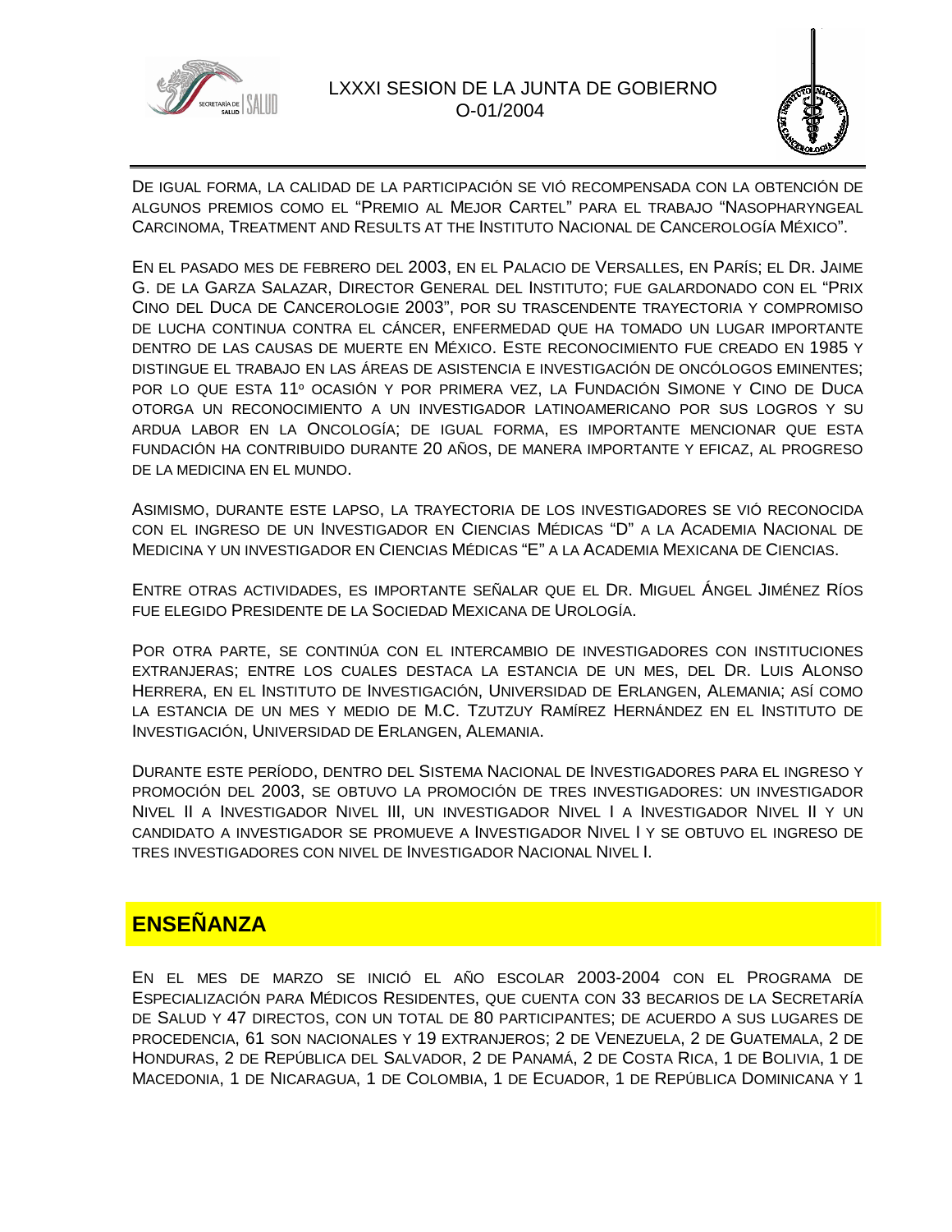De igual forma, la calidad de la participación se vió recompensada con la obtención de algunos premios como el "Premio al Mejor Cartel" para el trabajo "Nasopharyngeal Carcinoma, Treatment and Results at the Instituto Nacional de Cancerología México".

En el pasado mes de febrero del 2003, en el Palacio de Versalles, en París; el Dr. Jaime G. de la Garza Salazar, Director General del Instituto; fue galardonado con el "Prix Cino del Duca de Cancerologie 2003", por su trascendente trayectoria y compromiso de lucha continua contra el cáncer, enfermedad que ha tomado un lugar importante dentro de las causas de muerte en México. Este reconocimiento fue creado en 1985 y distingue el trabajo en las áreas de asistencia e investigación de oncólogos eminentes; por lo que esta 11º ocasión y por primera vez, la Fundación Simone y Cino de Duca otorga un reconocimiento a un investigador latinoamericano por sus logros y su ardua labor en la Oncología; de igual forma, es importante mencionar que esta fundación ha contribuido durante 20 años, de manera importante y eficaz, al progreso de la medicina en el mundo.

Asimismo, durante este lapso, la trayectoria de los investigadores se vió reconocida con el ingreso de un Investigador en Ciencias Médicas "D" a la Academia Nacional de Medicina y un investigador en Ciencias Médicas "E" a la Academia Mexicana de Ciencias.

Entre otras actividades, es importante señalar que el Dr. Miguel Ángel Jiménez Ríos fue elegido Presidente de la Sociedad Mexicana de Urología.

Por otra parte, se continúa con el intercambio de investigadores con instituciones extranjeras; entre los cuales destaca la estancia de un mes, del Dr. Luis Alonso Herrera, en el Instituto de Investigación, Universidad de Erlangen, Alemania; así como la estancia de un mes y medio de M.C. Tzutzuy Ramírez Hernández en el Instituto de Investigación, Universidad de Erlangen, Alemania.

Durante este período, dentro del Sistema Nacional de Investigadores para el ingreso y promoción del 2003, se obtuvo la promoción de tres investigadores: un investigador Nivel II a Investigador Nivel III, un investigador Nivel I a Investigador Nivel II y un candidato a investigador se promueve a Investigador Nivel I y se obtuvo el ingreso de tres investigadores con nivel de Investigador Nacional Nivel I.

## ENSEÑANZA

En el mes de marzo se inició el año escolar 2003-2004 con el Programa de Especialización para Médicos Residentes, que cuenta con 33 becarios de la Secretaría de Salud y 47 directos, con un total de 80 participantes; de acuerdo a sus lugares de procedencia, 61 son nacionales y 19 extranjeros; 2 de Venezuela, 2 de Guatemala, 2 de Honduras, 2 de República del Salvador, 2 de Panamá, 2 de Costa Rica, 1 de Bolivia, 1 de Macedonia, 1 de Nicaragua, 1 de Colombia, 1 de Ecuador, 1 de República Dominicana y 1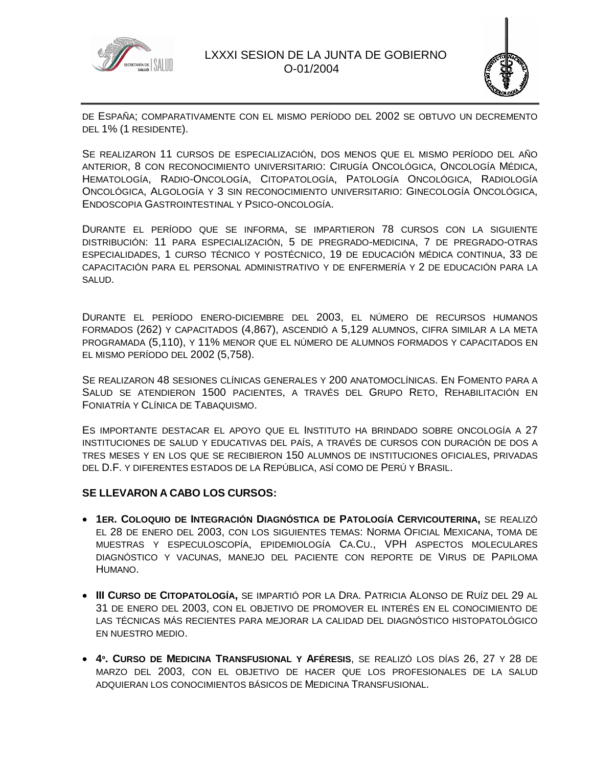de España; comparativamente con el mismo período del 2002 se obtuvo un decremento del 1% (1 residente).

Se realizaron 11 cursos de especialización, dos menos que el mismo período del año anterior, 8 con reconocimiento universitario: Cirugía Oncológica, Oncología Médica, Hematología, Radio-Oncología, Citopatología, Patología Oncológica, Radiología Oncológica, Algología y 3 sin reconocimiento universitario: Ginecología Oncológica, Endoscopia Gastrointestinal y Psico-oncología.

Durante el período que se informa, se impartieron 78 cursos con la siguiente distribución: 11 para especialización, 5 de pregrado-medicina, 7 de pregrado-otras especialidades, 1 curso técnico y postécnico, 19 de educación médica continua, 33 de capacitación para el personal administrativo y de enfermería y 2 de educación para la salud.

Durante el período enero-diciembre del 2003, el número de recursos humanos formados (262) y capacitados (4,867), ascendió a 5,129 alumnos, cifra similar a la meta programada (5,110), y 11% menor que el número de alumnos formados y capacitados en el mismo período del 2002 (5,758).

Se realizaron 48 sesiones clínicas generales y 200 anatomoclínicas. En Fomento para a Salud se atendieron 1500 pacientes, a través del Grupo Reto, Rehabilitación en Foniatría y Clínica de Tabaquismo.

Es importante destacar el apoyo que el Instituto ha brindado sobre oncología a 27 instituciones de salud y educativas del país, a través de cursos con duración de dos a tres meses y en los que se recibieron 150 alumnos de instituciones oficiales, privadas del D.F. y diferentes estados de la República, así como de Perú y Brasil.

**SE LLEVARON A CABO LOS CURSOS:**

- **1er. Coloquio de Integración Diagnóstica de Patología Cervicouterina,** se realizó el 28 de enero del 2003, con los siguientes temas: Norma Oficial Mexicana, toma de muestras y especuloscopía, epidemiología Ca.Cu., VPH aspectos moleculares diagnóstico y vacunas, manejo del paciente con reporte de Virus de Papiloma Humano.

- **III Curso de Citopatología,** se impartió por la Dra. Patricia Alonso de Ruíz del 29 al 31 de enero del 2003, con el objetivo de promover el interés en el conocimiento de las técnicas más recientes para mejorar la calidad del diagnóstico histopatológico en nuestro medio.

- **4º. Curso de Medicina Transfusional y Aféresis**, se realizó los días 26, 27 y 28 de marzo del 2003, con el objetivo de hacer que los profesionales de la salud adquieran los conocimientos básicos de Medicina Transfusional.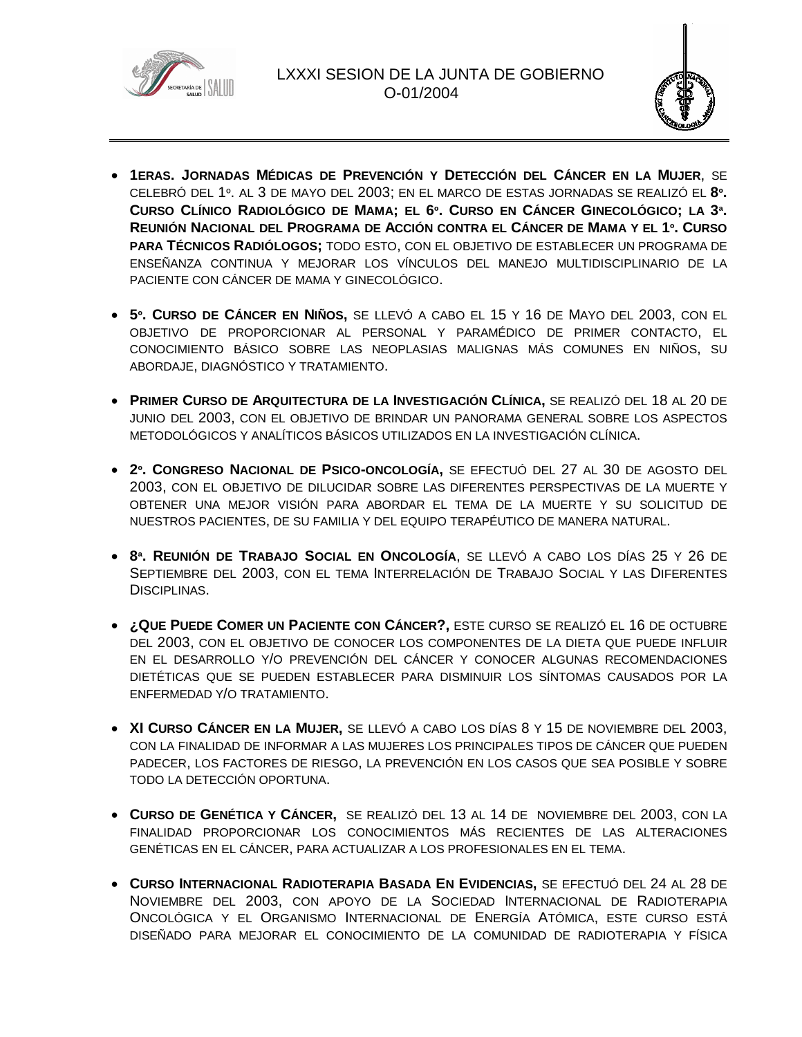- **1eras. Jornadas Médicas de Prevención y Detección del Cáncer en la Mujer**, se celebró del 1º. al 3 de mayo del 2003; en el marco de estas jornadas se realizó el **8º. Curso Clínico Radiológico de Mama; el 6º. Curso en Cáncer Ginecológico; la 3ª. Reunión Nacional del Programa de Acción contra el Cáncer de Mama y el 1º. Curso para Técnicos Radiólogos;** todo esto, con el objetivo de establecer un programa de enseñanza continua y mejorar los vínculos del manejo multidisciplinario de la paciente con cáncer de mama y ginecológico.

- **5º. Curso de Cáncer en Niños,** se llevó a cabo el 15 y 16 de Mayo del 2003, con el objetivo de proporcionar al personal y paramédico de primer contacto, el conocimiento básico sobre las neoplasias malignas más comunes en niños, su abordaje, diagnóstico y tratamiento.

- **Primer Curso de Arquitectura de la Investigación Clínica,** se realizó del 18 al 20 de junio del 2003, con el objetivo de brindar un panorama general sobre los aspectos metodológicos y analíticos básicos utilizados en la investigación clínica.

- **2º. Congreso Nacional de Psico-oncología,** se efectuó del 27 al 30 de agosto del 2003, con el objetivo de dilucidar sobre las diferentes perspectivas de la muerte y obtener una mejor visión para abordar el tema de la muerte y su solicitud de nuestros pacientes, de su familia y del equipo terapéutico de manera natural.

- **8ª. Reunión de Trabajo Social en Oncología**, se llevó a cabo los días 25 y 26 de Septiembre del 2003, con el tema Interrelación de Trabajo Social y las Diferentes Disciplinas.

- **¿Que Puede Comer un Paciente con Cáncer?,** este curso se realizó el 16 de octubre del 2003, con el objetivo de conocer los componentes de la dieta que puede influir en el desarrollo y/o prevención del cáncer y conocer algunas recomendaciones dietéticas que se pueden establecer para disminuir los síntomas causados por la enfermedad y/o tratamiento.

- **XI Curso Cáncer en la Mujer,** se llevó a cabo los días 8 y 15 de noviembre del 2003, con la finalidad de informar a las mujeres los principales tipos de cáncer que pueden padecer, los factores de riesgo, la prevención en los casos que sea posible y sobre todo la detección oportuna.

- **Curso de Genética y Cáncer,** se realizó del 13 al 14 de noviembre del 2003, con la finalidad proporcionar los conocimientos más recientes de las alteraciones genéticas en el cáncer, para actualizar a los profesionales en el tema.

- **Curso Internacional Radioterapia Basada En Evidencias,** se efectuó del 24 al 28 de Noviembre del 2003, con apoyo de la Sociedad Internacional de Radioterapia Oncológica y el Organismo Internacional de Energía Atómica, este curso está diseñado para mejorar el conocimiento de la comunidad de radioterapia y física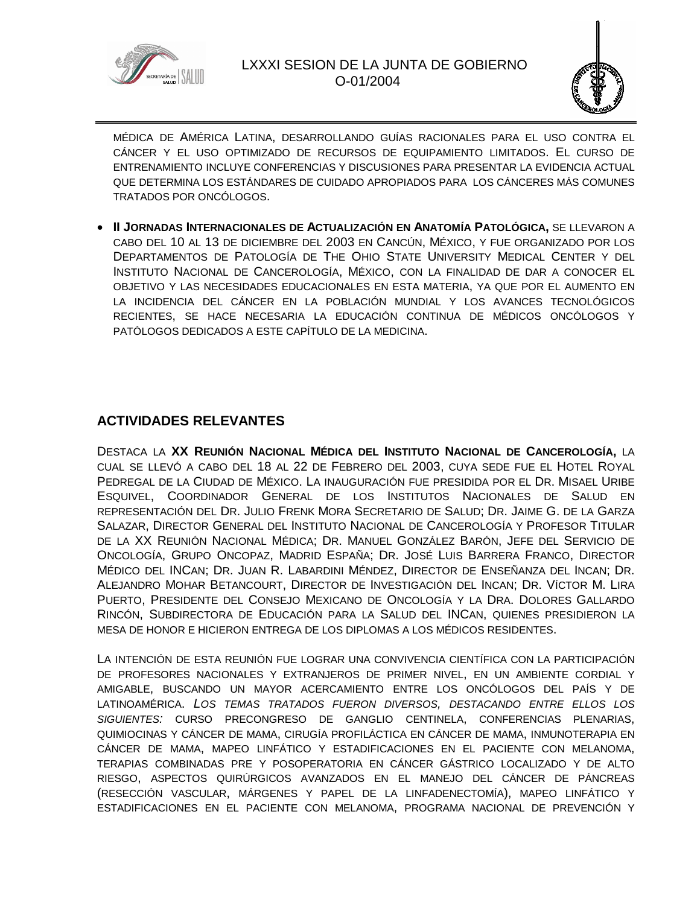MÉDICA DE AMÉRICA LATINA, DESARROLLANDO GUÍAS RACIONALES PARA EL USO CONTRA EL CÁNCER Y EL USO OPTIMIZADO DE RECURSOS DE EQUIPAMIENTO LIMITADOS. EL CURSO DE ENTRENAMIENTO INCLUYE CONFERENCIAS Y DISCUSIONES PARA PRESENTAR LA EVIDENCIA ACTUAL QUE DETERMINA LOS ESTÁNDARES DE CUIDADO APROPIADOS PARA LOS CÁNCERES MÁS COMUNES TRATADOS POR ONCÓLOGOS.

- **II JORNADAS INTERNACIONALES DE ACTUALIZACIÓN EN ANATOMÍA PATOLÓGICA,** SE LLEVARON A CABO DEL 10 AL 13 DE DICIEMBRE DEL 2003 EN CANCÚN, MÉXICO, Y FUE ORGANIZADO POR LOS DEPARTAMENTOS DE PATOLOGÍA DE THE OHIO STATE UNIVERSITY MEDICAL CENTER Y DEL INSTITUTO NACIONAL DE CANCEROLOGÍA, MÉXICO, CON LA FINALIDAD DE DAR A CONOCER EL OBJETIVO Y LAS NECESIDADES EDUCACIONALES EN ESTA MATERIA, YA QUE POR EL AUMENTO EN LA INCIDENCIA DEL CÁNCER EN LA POBLACIÓN MUNDIAL Y LOS AVANCES TECNOLÓGICOS RECIENTES, SE HACE NECESARIA LA EDUCACIÓN CONTINUA DE MÉDICOS ONCÓLOGOS Y PATÓLOGOS DEDICADOS A ESTE CAPÍTULO DE LA MEDICINA.

## ACTIVIDADES RELEVANTES

DESTACA LA **XX REUNIÓN NACIONAL MÉDICA DEL INSTITUTO NACIONAL DE CANCEROLOGÍA,** LA CUAL SE LLEVÓ A CABO DEL 18 AL 22 DE FEBRERO DEL 2003, CUYA SEDE FUE EL HOTEL ROYAL PEDREGAL DE LA CIUDAD DE MÉXICO. LA INAUGURACIÓN FUE PRESIDIDA POR EL DR. MISAEL URIBE ESQUIVEL, COORDINADOR GENERAL DE LOS INSTITUTOS NACIONALES DE SALUD EN REPRESENTACIÓN DEL DR. JULIO FRENK MORA SECRETARIO DE SALUD; DR. JAIME G. DE LA GARZA SALAZAR, DIRECTOR GENERAL DEL INSTITUTO NACIONAL DE CANCEROLOGÍA Y PROFESOR TITULAR DE LA XX REUNIÓN NACIONAL MÉDICA; DR. MANUEL GONZÁLEZ BARÓN, JEFE DEL SERVICIO DE ONCOLOGÍA, GRUPO ONCOPAZ, MADRID ESPAÑA; DR. JOSÉ LUIS BARRERA FRANCO, DIRECTOR MÉDICO DEL INCAN; DR. JUAN R. LABARDINI MÉNDEZ, DIRECTOR DE ENSEÑANZA DEL INCAN; DR. ALEJANDRO MOHAR BETANCOURT, DIRECTOR DE INVESTIGACIÓN DEL INCAN; DR. VÍCTOR M. LIRA PUERTO, PRESIDENTE DEL CONSEJO MEXICANO DE ONCOLOGÍA Y LA DRA. DOLORES GALLARDO RINCÓN, SUBDIRECTORA DE EDUCACIÓN PARA LA SALUD DEL INCAN, QUIENES PRESIDIERON LA MESA DE HONOR E HICIERON ENTREGA DE LOS DIPLOMAS A LOS MÉDICOS RESIDENTES.

LA INTENCIÓN DE ESTA REUNIÓN FUE LOGRAR UNA CONVIVENCIA CIENTÍFICA CON LA PARTICIPACIÓN DE PROFESORES NACIONALES Y EXTRANJEROS DE PRIMER NIVEL, EN UN AMBIENTE CORDIAL Y AMIGABLE, BUSCANDO UN MAYOR ACERCAMIENTO ENTRE LOS ONCÓLOGOS DEL PAÍS Y DE LATINOAMÉRICA. *LOS TEMAS TRATADOS FUERON DIVERSOS, DESTACANDO ENTRE ELLOS LOS SIGUIENTES:* CURSO PRECONGRESO DE GANGLIO CENTINELA, CONFERENCIAS PLENARIAS, QUIMIOCINAS Y CÁNCER DE MAMA, CIRUGÍA PROFILÁCTICA EN CÁNCER DE MAMA, INMUNOTERAPIA EN CÁNCER DE MAMA, MAPEO LINFÁTICO Y ESTADIFICACIONES EN EL PACIENTE CON MELANOMA, TERAPIAS COMBINADAS PRE Y POSOPERATORIA EN CÁNCER GÁSTRICO LOCALIZADO Y DE ALTO RIESGO, ASPECTOS QUIRÚRGICOS AVANZADOS EN EL MANEJO DEL CÁNCER DE PÁNCREAS (RESECCIÓN VASCULAR, MÁRGENES Y PAPEL DE LA LINFADENECTOMÍA), MAPEO LINFÁTICO Y ESTADIFICACIONES EN EL PACIENTE CON MELANOMA, PROGRAMA NACIONAL DE PREVENCIÓN Y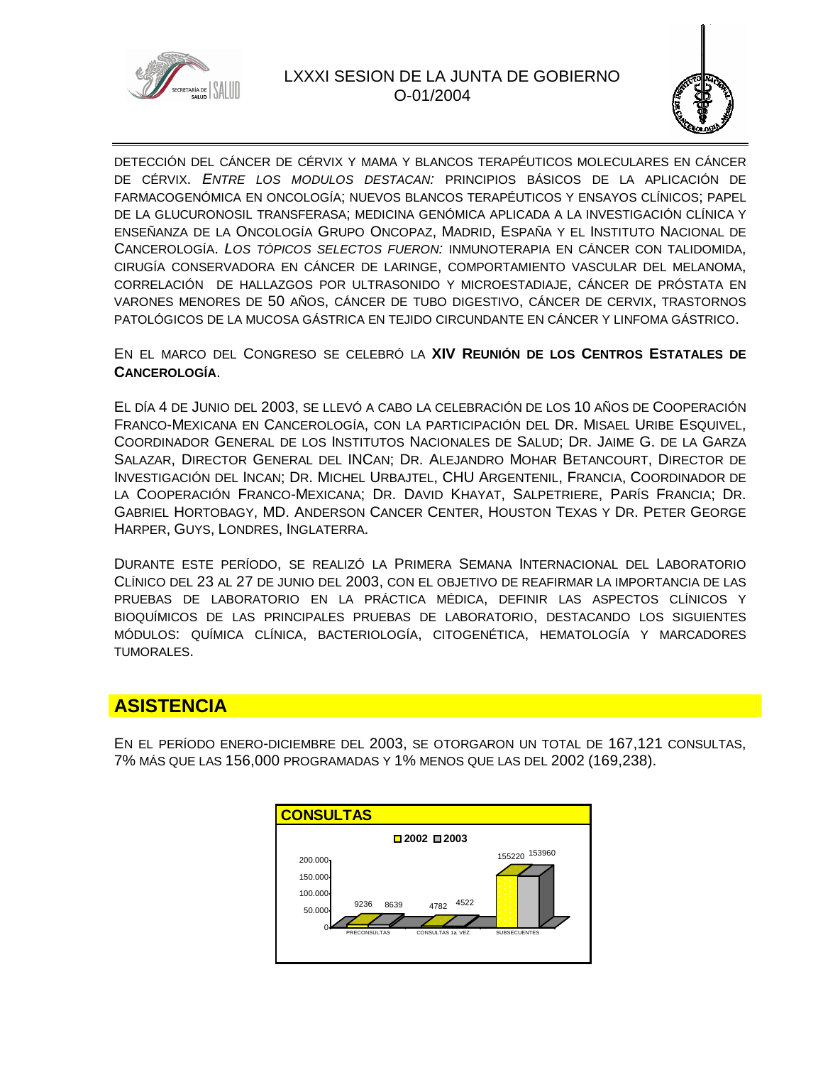DETECCIÓN DEL CÁNCER DE CÉRVIX Y MAMA Y BLANCOS TERAPÉUTICOS MOLECULARES EN CÁNCER DE CÉRVIX. *ENTRE LOS MODULOS DESTACAN:* PRINCIPIOS BÁSICOS DE LA APLICACIÓN DE FARMACOGENÓMICA EN ONCOLOGÍA; NUEVOS BLANCOS TERAPÉUTICOS Y ENSAYOS CLÍNICOS; PAPEL DE LA GLUCURONOSIL TRANSFERASA; MEDICINA GENÓMICA APLICADA A LA INVESTIGACIÓN CLÍNICA Y ENSEÑANZA DE LA ONCOLOGÍA GRUPO ONCOPAZ, MADRID, ESPAÑA Y EL INSTITUTO NACIONAL DE CANCEROLOGÍA. *LOS TÓPICOS SELECTOS FUERON:* INMUNOTERAPIA EN CÁNCER CON TALIDOMIDA, CIRUGÍA CONSERVADORA EN CÁNCER DE LARINGE, COMPORTAMIENTO VASCULAR DEL MELANOMA, CORRELACIÓN DE HALLAZGOS POR ULTRASONIDO Y MICROESTADIAJE, CÁNCER DE PRÓSTATA EN VARONES MENORES DE 50 AÑOS, CÁNCER DE TUBO DIGESTIVO, CÁNCER DE CERVIX, TRASTORNOS PATOLÓGICOS DE LA MUCOSA GÁSTRICA EN TEJIDO CIRCUNDANTE EN CÁNCER Y LINFOMA GÁSTRICO.

EN EL MARCO DEL CONGRESO SE CELEBRÓ LA **XIV REUNIÓN DE LOS CENTROS ESTATALES DE CANCEROLOGÍA**.

EL DÍA 4 DE JUNIO DEL 2003, SE LLEVÓ A CABO LA CELEBRACIÓN DE LOS 10 AÑOS DE COOPERACIÓN FRANCO-MEXICANA EN CANCEROLOGÍA, CON LA PARTICIPACIÓN DEL DR. MISAEL URIBE ESQUIVEL, COORDINADOR GENERAL DE LOS INSTITUTOS NACIONALES DE SALUD; DR. JAIME G. DE LA GARZA SALAZAR, DIRECTOR GENERAL DEL INCAN; DR. ALEJANDRO MOHAR BETANCOURT, DIRECTOR DE INVESTIGACIÓN DEL INCAN; DR. MICHEL URBAJTEL, CHU ARGENTENIL, FRANCIA, COORDINADOR DE LA COOPERACIÓN FRANCO-MEXICANA; DR. DAVID KHAYAT, SALPETRIERE, PARÍS FRANCIA; DR. GABRIEL HORTOBAGY, MD. ANDERSON CANCER CENTER, HOUSTON TEXAS Y DR. PETER GEORGE HARPER, GUYS, LONDRES, INGLATERRA.

DURANTE ESTE PERÍODO, SE REALIZÓ LA PRIMERA SEMANA INTERNACIONAL DEL LABORATORIO CLÍNICO DEL 23 AL 27 DE JUNIO DEL 2003, CON EL OBJETIVO DE REAFIRMAR LA IMPORTANCIA DE LAS PRUEBAS DE LABORATORIO EN LA PRÁCTICA MÉDICA, DEFINIR LAS ASPECTOS CLÍNICOS Y BIOQUÍMICOS DE LAS PRINCIPALES PRUEBAS DE LABORATORIO, DESTACANDO LOS SIGUIENTES MÓDULOS: QUÍMICA CLÍNICA, BACTERIOLOGÍA, CITOGENÉTICA, HEMATOLOGÍA Y MARCADORES TUMORALES.

## ASISTENCIA

EN EL PERÍODO ENERO-DICIEMBRE DEL 2003, SE OTORGARON UN TOTAL DE 167,121 CONSULTAS, 7% MÁS QUE LAS 156,000 PROGRAMADAS Y 1% MENOS QUE LAS DEL 2002 (169,238).

**CONSULTAS**

| | 2002 | 2003 |
|---|---|---|
| PRECONSULTAS | 9236 | 8639 |
| CONSULTAS 1a. VEZ | 4782 | 4522 |
| SUBSECUENTES | 155220 | 153960 |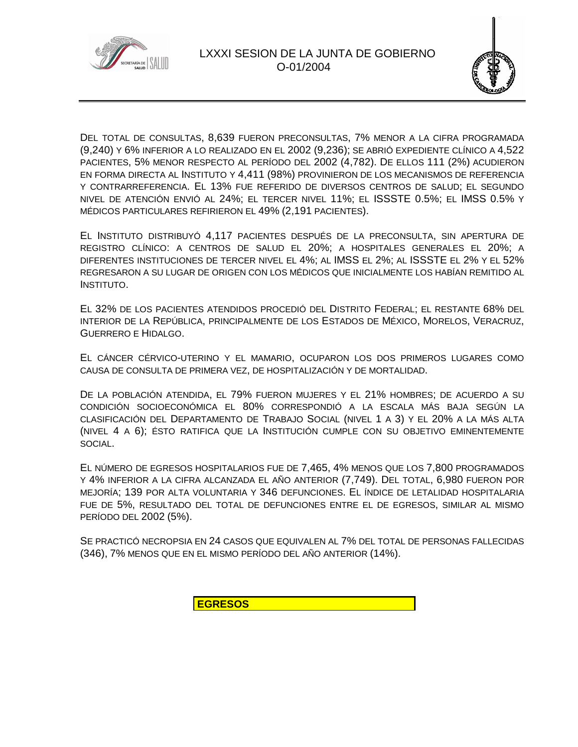Del total de consultas, 8,639 fueron preconsultas, 7% menor a la cifra programada (9,240) y 6% inferior a lo realizado en el 2002 (9,236); se abrió expediente clínico a 4,522 pacientes, 5% menor respecto al período del 2002 (4,782). De ellos 111 (2%) acudieron en forma directa al Instituto y 4,411 (98%) provinieron de los mecanismos de referencia y contrarreferencia. El 13% fue referido de diversos centros de salud; el segundo nivel de atención envió al 24%; el tercer nivel 11%; el ISSSTE 0.5%; el IMSS 0.5% y médicos particulares refirieron el 49% (2,191 pacientes).

El Instituto distribuyó 4,117 pacientes después de la preconsulta, sin apertura de registro clínico: a centros de salud el 20%; a hospitales generales el 20%; a diferentes instituciones de tercer nivel el 4%; al IMSS el 2%; al ISSSTE el 2% y el 52% regresaron a su lugar de origen con los médicos que inicialmente los habían remitido al Instituto.

El 32% de los pacientes atendidos procedió del Distrito Federal; el restante 68% del interior de la República, principalmente de los Estados de México, Morelos, Veracruz, Guerrero e Hidalgo.

El cáncer cérvico-uterino y el mamario, ocuparon los dos primeros lugares como causa de consulta de primera vez, de hospitalización y de mortalidad.

De la población atendida, el 79% fueron mujeres y el 21% hombres; de acuerdo a su condición socioeconómica el 80% correspondió a la escala más baja según la clasificación del Departamento de Trabajo Social (nivel 1 a 3) y el 20% a la más alta (nivel 4 a 6); ésto ratifica que la Institución cumple con su objetivo eminentemente social.

El número de egresos hospitalarios fue de 7,465, 4% menos que los 7,800 programados y 4% inferior a la cifra alcanzada el año anterior (7,749). Del total, 6,980 fueron por mejoría; 139 por alta voluntaria y 346 defunciones. El índice de letalidad hospitalaria fue de 5%, resultado del total de defunciones entre el de egresos, similar al mismo período del 2002 (5%).

Se practicó necropsia en 24 casos que equivalen al 7% del total de personas fallecidas (346), 7% menos que en el mismo período del año anterior (14%).

**EGRESOS**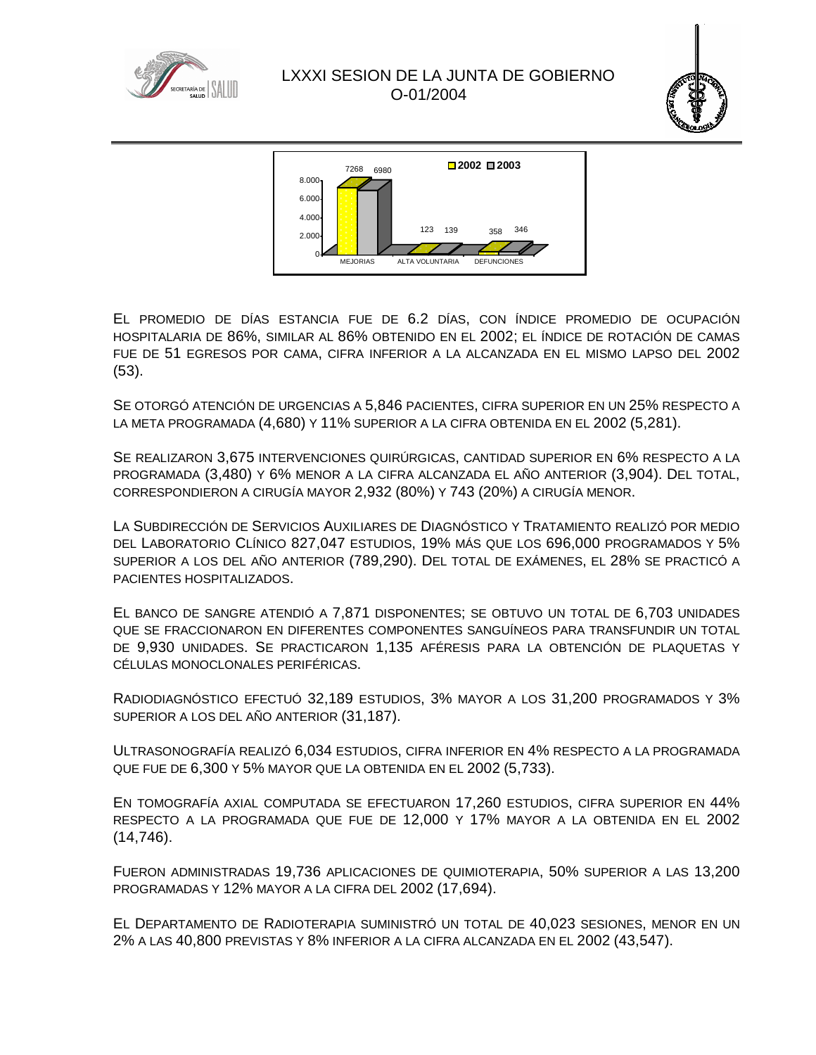| | 2002 | 2003 |
|---|---|---|
| MEJORIAS | 7268 | 6980 |
| ALTA VOLUNTARIA | 123 | 139 |
| DEFUNCIONES | 358 | 346 |

El promedio de días estancia fue de 6.2 días, con índice promedio de ocupación hospitalaria de 86%, similar al 86% obtenido en el 2002; el índice de rotación de camas fue de 51 egresos por cama, cifra inferior a la alcanzada en el mismo lapso del 2002 (53).

Se otorgó atención de urgencias a 5,846 pacientes, cifra superior en un 25% respecto a la meta programada (4,680) y 11% superior a la cifra obtenida en el 2002 (5,281).

Se realizaron 3,675 intervenciones quirúrgicas, cantidad superior en 6% respecto a la programada (3,480) y 6% menor a la cifra alcanzada el año anterior (3,904). Del total, correspondieron a cirugía mayor 2,932 (80%) y 743 (20%) a cirugía menor.

La Subdirección de Servicios Auxiliares de Diagnóstico y Tratamiento realizó por medio del Laboratorio Clínico 827,047 estudios, 19% más que los 696,000 programados y 5% superior a los del año anterior (789,290). Del total de exámenes, el 28% se practicó a pacientes hospitalizados.

El banco de sangre atendió a 7,871 disponentes; se obtuvo un total de 6,703 unidades que se fraccionaron en diferentes componentes sanguíneos para transfundir un total de 9,930 unidades. Se practicaron 1,135 aféresis para la obtención de plaquetas y células monoclonales periféricas.

Radiodiagnóstico efectuó 32,189 estudios, 3% mayor a los 31,200 programados y 3% superior a los del año anterior (31,187).

Ultrasonografía realizó 6,034 estudios, cifra inferior en 4% respecto a la programada que fue de 6,300 y 5% mayor que la obtenida en el 2002 (5,733).

En tomografía axial computada se efectuaron 17,260 estudios, cifra superior en 44% respecto a la programada que fue de 12,000 y 17% mayor a la obtenida en el 2002 (14,746).

Fueron administradas 19,736 aplicaciones de quimioterapia, 50% superior a las 13,200 programadas y 12% mayor a la cifra del 2002 (17,694).

El Departamento de Radioterapia suministró un total de 40,023 sesiones, menor en un 2% a las 40,800 previstas y 8% inferior a la cifra alcanzada en el 2002 (43,547).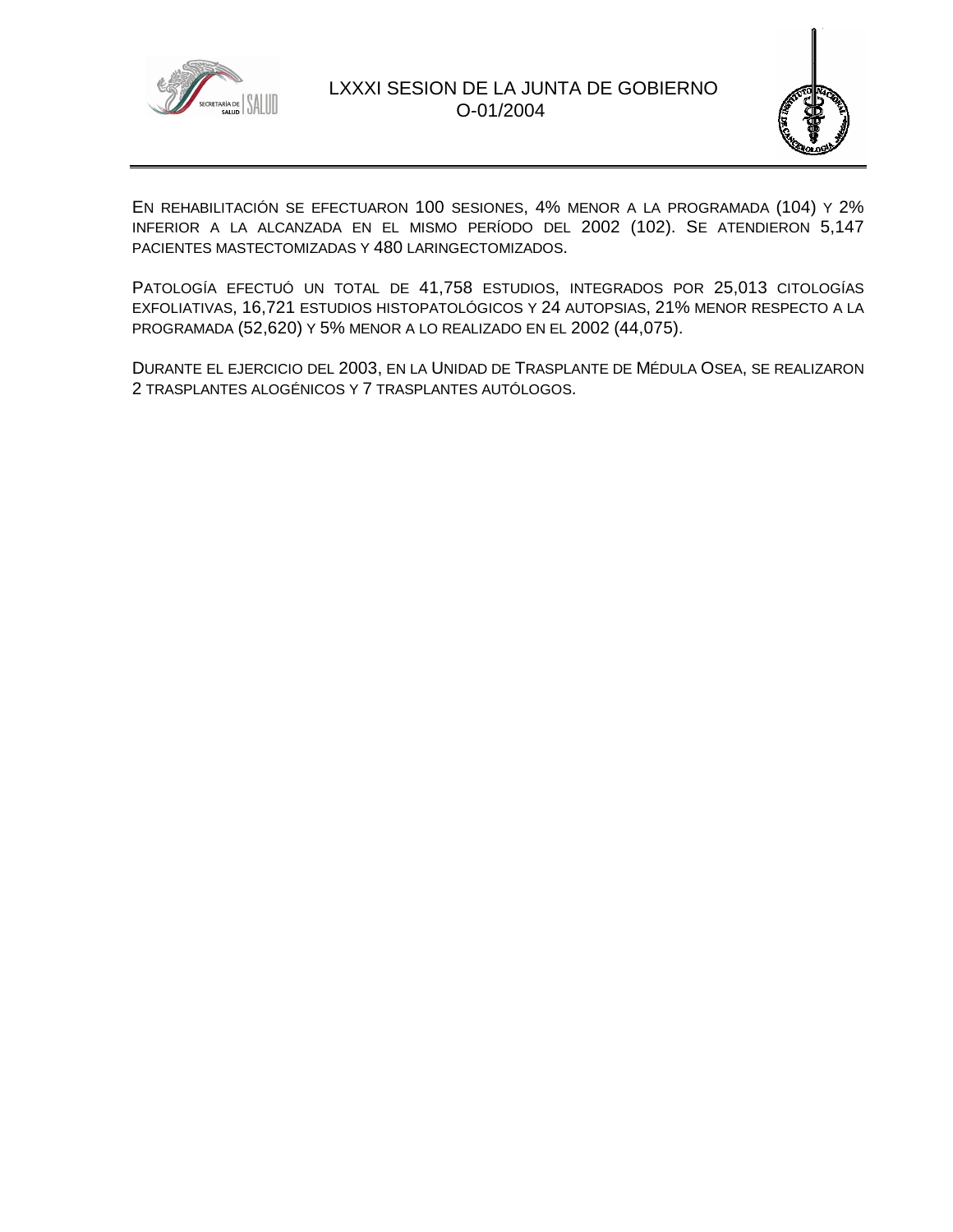En rehabilitación se efectuaron 100 sesiones, 4% menor a la programada (104) y 2% inferior a la alcanzada en el mismo período del 2002 (102). Se atendieron 5,147 pacientes mastectomizadas y 480 laringectomizados.

Patología efectuó un total de 41,758 estudios, integrados por 25,013 citologías exfoliativas, 16,721 estudios histopatológicos y 24 autopsias, 21% menor respecto a la programada (52,620) y 5% menor a lo realizado en el 2002 (44,075).

Durante el ejercicio del 2003, en la Unidad de Trasplante de Médula Osea, se realizaron 2 trasplantes alogénicos y 7 trasplantes autólogos.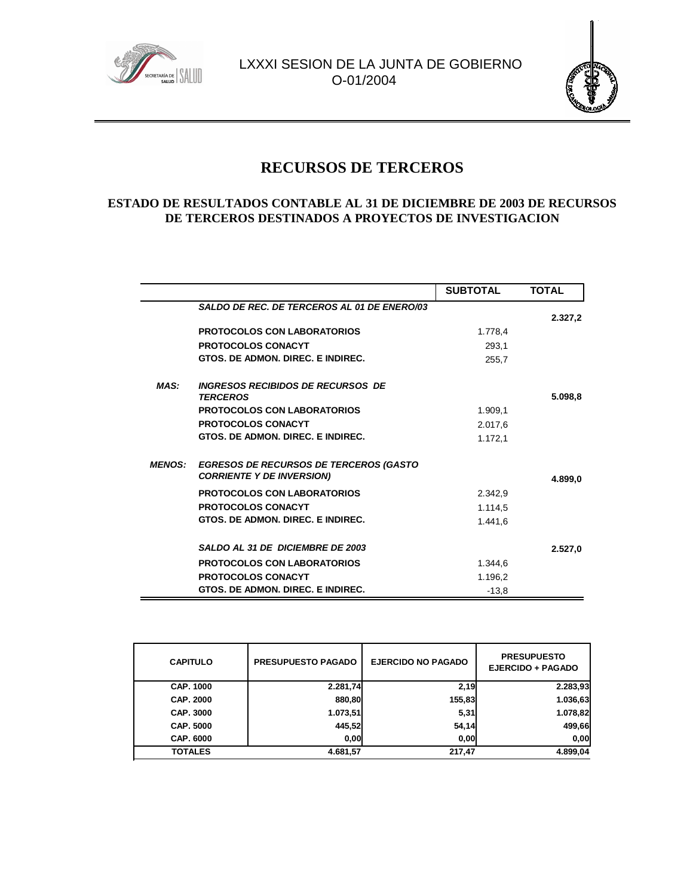# RECURSOS DE TERCEROS

## ESTADO DE RESULTADOS CONTABLE AL 31 DE DICIEMBRE DE 2003 DE RECURSOS DE TERCEROS DESTINADOS A PROYECTOS DE INVESTIGACION

| | | SUBTOTAL | TOTAL |
|---|---|---|---|
| | *SALDO DE REC. DE TERCEROS AL 01 DE ENERO/03* | | **2.327,2** |
| | **PROTOCOLOS CON LABORATORIOS** | 1.778,4 | |
| | **PROTOCOLOS CONACYT** | 293,1 | |
| | **GTOS. DE ADMON. DIREC. E INDIREC.** | 255,7 | |
| *MAS:* | *INGRESOS RECIBIDOS DE RECURSOS DE TERCEROS* | | **5.098,8** |
| | **PROTOCOLOS CON LABORATORIOS** | 1.909,1 | |
| | **PROTOCOLOS CONACYT** | 2.017,6 | |
| | **GTOS. DE ADMON. DIREC. E INDIREC.** | 1.172,1 | |
| *MENOS:* | *EGRESOS DE RECURSOS DE TERCEROS (GASTO CORRIENTE Y DE INVERSION)* | | **4.899,0** |
| | **PROTOCOLOS CON LABORATORIOS** | 2.342,9 | |
| | **PROTOCOLOS CONACYT** | 1.114,5 | |
| | **GTOS. DE ADMON. DIREC. E INDIREC.** | 1.441,6 | |
| | *SALDO AL 31 DE DICIEMBRE DE 2003* | | **2.527,0** |
| | **PROTOCOLOS CON LABORATORIOS** | 1.344,6 | |
| | **PROTOCOLOS CONACYT** | 1.196,2 | |
| | **GTOS. DE ADMON. DIREC. E INDIREC.** | -13,8 | |

| CAPITULO | PRESUPUESTO PAGADO | EJERCIDO NO PAGADO | PRESUPUESTO EJERCIDO + PAGADO |
|---|---|---|---|
| CAP. 1000 | 2.281,74 | 2,19 | 2.283,93 |
| CAP. 2000 | 880,80 | 155,83 | 1.036,63 |
| CAP. 3000 | 1.073,51 | 5,31 | 1.078,82 |
| CAP. 5000 | 445,52 | 54,14 | 499,66 |
| CAP. 6000 | 0,00 | 0,00 | 0,00 |
| **TOTALES** | **4.681,57** | **217,47** | **4.899,04** |